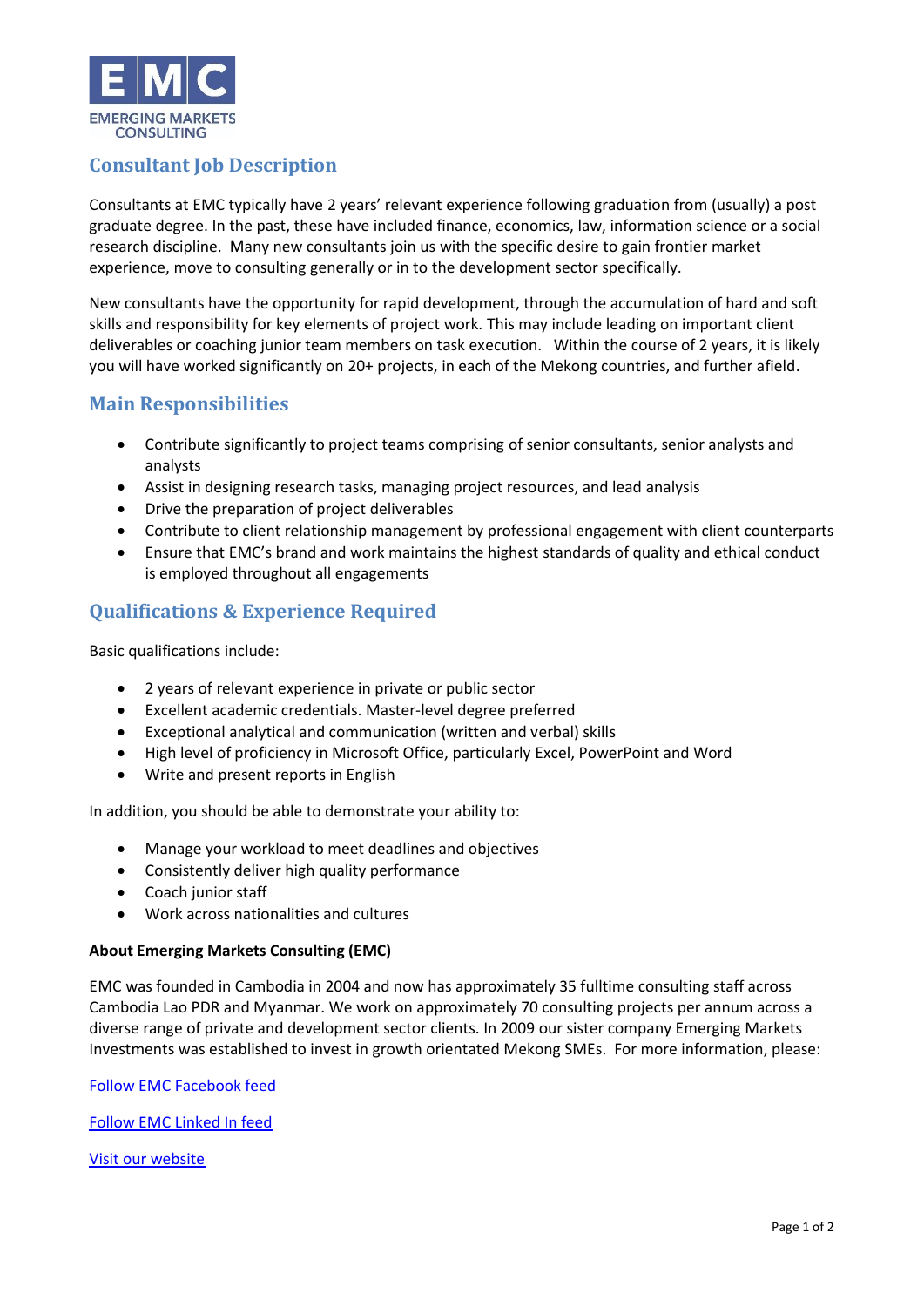EMC
EMERGING MARKETS CONSULTING

## Consultant Job Description

Consultants at EMC typically have 2 years' relevant experience following graduation from (usually) a post graduate degree. In the past, these have included finance, economics, law, information science or a social research discipline. Many new consultants join us with the specific desire to gain frontier market experience, move to consulting generally or in to the development sector specifically.

New consultants have the opportunity for rapid development, through the accumulation of hard and soft skills and responsibility for key elements of project work. This may include leading on important client deliverables or coaching junior team members on task execution. Within the course of 2 years, it is likely you will have worked significantly on 20+ projects, in each of the Mekong countries, and further afield.

## Main Responsibilities

- Contribute significantly to project teams comprising of senior consultants, senior analysts and analysts
- Assist in designing research tasks, managing project resources, and lead analysis
- Drive the preparation of project deliverables
- Contribute to client relationship management by professional engagement with client counterparts
- Ensure that EMC's brand and work maintains the highest standards of quality and ethical conduct is employed throughout all engagements

## Qualifications & Experience Required

Basic qualifications include:

- 2 years of relevant experience in private or public sector
- Excellent academic credentials. Master-level degree preferred
- Exceptional analytical and communication (written and verbal) skills
- High level of proficiency in Microsoft Office, particularly Excel, PowerPoint and Word
- Write and present reports in English

In addition, you should be able to demonstrate your ability to:

- Manage your workload to meet deadlines and objectives
- Consistently deliver high quality performance
- Coach junior staff
- Work across nationalities and cultures

**About Emerging Markets Consulting (EMC)**

EMC was founded in Cambodia in 2004 and now has approximately 35 fulltime consulting staff across Cambodia Lao PDR and Myanmar. We work on approximately 70 consulting projects per annum across a diverse range of private and development sector clients. In 2009 our sister company Emerging Markets Investments was established to invest in growth orientated Mekong SMEs. For more information, please:

Follow EMC Facebook feed

Follow EMC Linked In feed

Visit our website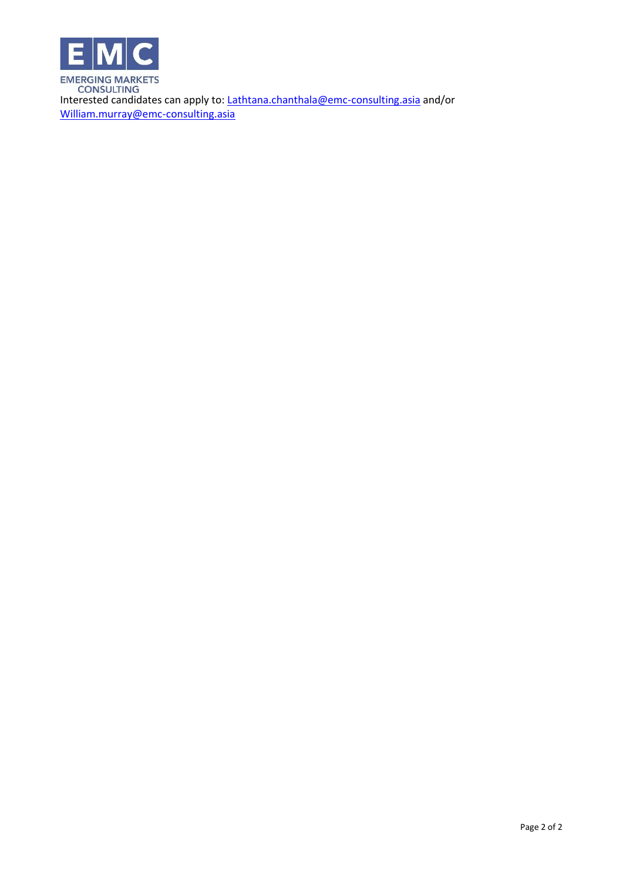Interested candidates can apply to: Lathtana.chanthala@emc-consulting.asia and/or William.murray@emc-consulting.asia